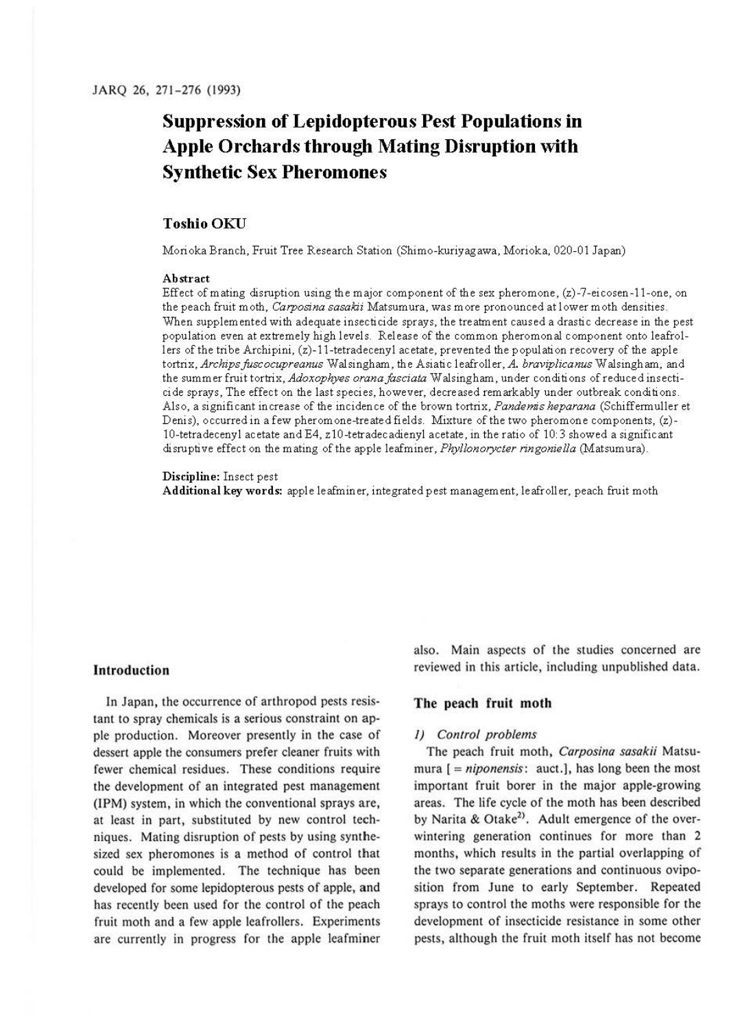# Suppression of Lepidopterous Pest Populations in Apple Orchards through Mating Disruption with Synthetic Sex Pheromones

**Toshio OKU**

Morioka Branch, Fruit Tree Research Station (Shimo-kuriyagawa, Morioka, 020-01 Japan)

**Abstract**

Effect of mating disruption using the major component of the sex pheromone, (z)-7-eicosen-11-one, on the peach fruit moth, *Carposina sasakii* Matsumura, was more pronounced at lower moth densities. When supplemented with adequate insecticide sprays, the treatment caused a drastic decrease in the pest population even at extremely high levels. Release of the common pheromonal component onto leafrollers of the tribe Archipini, (z)-11-tetradecenyl acetate, prevented the population recovery of the apple tortrix, *Archips fuscocupreanus* Walsingham, the Asiatic leafroller, *A. braviplicanus* Walsingham, and the summer fruit tortrix, *Adoxophyes orana fasciata* Walsingham, under conditions of reduced insecticide sprays, The effect on the last species, however, decreased remarkably under outbreak conditions. Also, a significant increase of the incidence of the brown tortrix, *Pandemis heparana* (Schiffermuller et Denis), occurred in a few pheromone-treated fields. Mixture of the two pheromone components, (z)-10-tetradecenyl acetate and E4, z10-tetradecadienyl acetate, in the ratio of 10:3 showed a significant disruptive effect on the mating of the apple leafminer, *Phyllonorycter ringoniella* (Matsumura).

**Discipline:** Insect pest
**Additional key words:** apple leafminer, integrated pest management, leafroller, peach fruit moth

## Introduction

In Japan, the occurrence of arthropod pests resistant to spray chemicals is a serious constraint on apple production. Moreover presently in the case of dessert apple the consumers prefer cleaner fruits with fewer chemical residues. These conditions require the development of an integrated pest management (IPM) system, in which the conventional sprays are, at least in part, substituted by new control techniques. Mating disruption of pests by using synthesized sex pheromones is a method of control that could be implemented. The technique has been developed for some lepidopterous pests of apple, and has recently been used for the control of the peach fruit moth and a few apple leafrollers. Experiments are currently in progress for the apple leafminer also. Main aspects of the studies concerned are reviewed in this article, including unpublished data.

## The peach fruit moth

### 1) Control problems

The peach fruit moth, *Carposina sasakii* Matsumura [ = *niponensis*: auct.], has long been the most important fruit borer in the major apple-growing areas. The life cycle of the moth has been described by Narita & Otake[2]. Adult emergence of the overwintering generation continues for more than 2 months, which results in the partial overlapping of the two separate generations and continuous oviposition from June to early September. Repeated sprays to control the moths were responsible for the development of insecticide resistance in some other pests, although the fruit moth itself has not become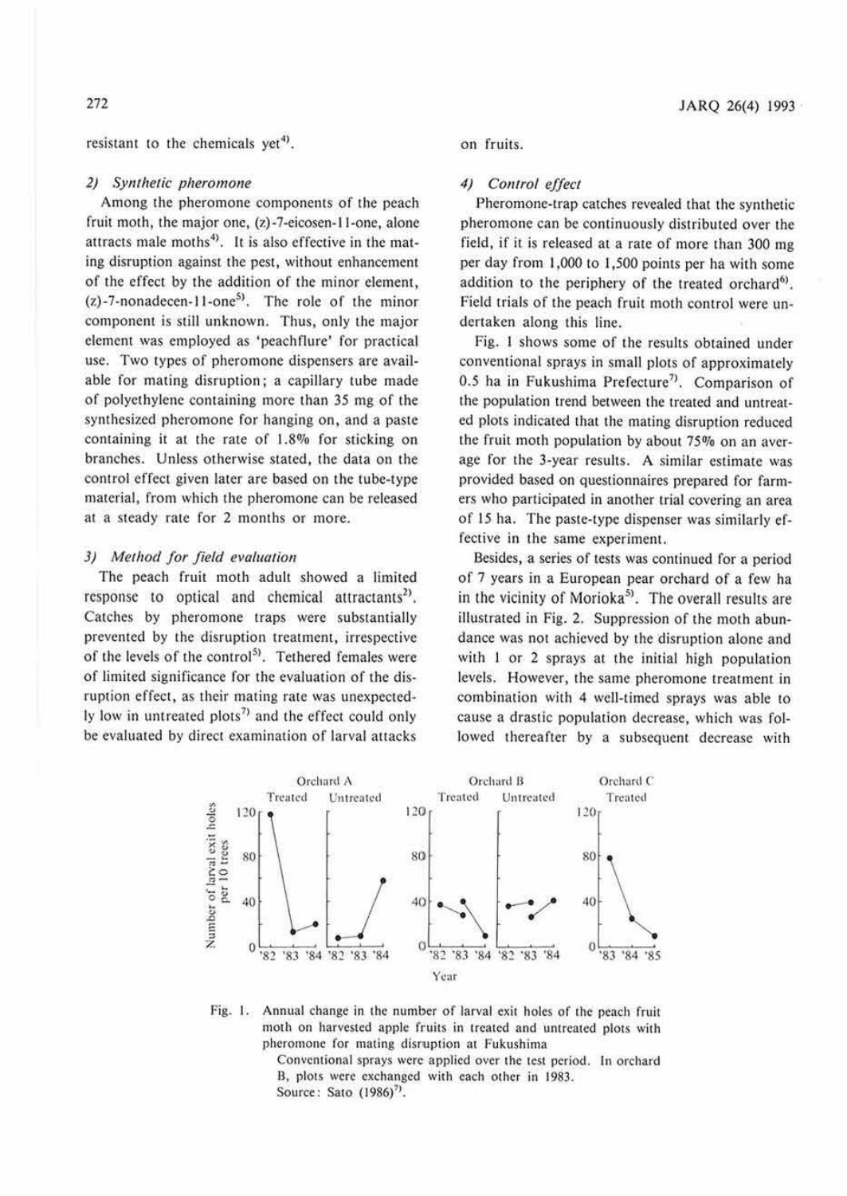resistant to the chemicals yet[4].

### 2) Synthetic pheromone

Among the pheromone components of the peach fruit moth, the major one, (z)-7-eicosen-11-one, alone attracts male moths[4]. It is also effective in the mating disruption against the pest, without enhancement of the effect by the addition of the minor element, (z)-7-nonadecen-11-one[5]. The role of the minor component is still unknown. Thus, only the major element was employed as 'peachflure' for practical use. Two types of pheromone dispensers are available for mating disruption; a capillary tube made of polyethylene containing more than 35 mg of the synthesized pheromone for hanging on, and a paste containing it at the rate of 1.8% for sticking on branches. Unless otherwise stated, the data on the control effect given later are based on the tube-type material, from which the pheromone can be released at a steady rate for 2 months or more.

### 3) Method for field evaluation

The peach fruit moth adult showed a limited response to optical and chemical attractants[2]. Catches by pheromone traps were substantially prevented by the disruption treatment, irrespective of the levels of the control[5]. Tethered females were of limited significance for the evaluation of the disruption effect, as their mating rate was unexpectedly low in untreated plots[7] and the effect could only be evaluated by direct examination of larval attacks on fruits.

### 4) Control effect

Pheromone-trap catches revealed that the synthetic pheromone can be continuously distributed over the field, if it is released at a rate of more than 300 mg per day from 1,000 to 1,500 points per ha with some addition to the periphery of the treated orchard[6]. Field trials of the peach fruit moth control were undertaken along this line.

Fig. 1 shows some of the results obtained under conventional sprays in small plots of approximately 0.5 ha in Fukushima Prefecture[7]. Comparison of the population trend between the treated and untreated plots indicated that the mating disruption reduced the fruit moth population by about 75% on an average for the 3-year results. A similar estimate was provided based on questionnaires prepared for farmers who participated in another trial covering an area of 15 ha. The paste-type dispenser was similarly effective in the same experiment.

Besides, a series of tests was continued for a period of 7 years in a European pear orchard of a few ha in the vicinity of Morioka[5]. The overall results are illustrated in Fig. 2. Suppression of the moth abundance was not achieved by the disruption alone and with 1 or 2 sprays at the initial high population levels. However, the same pheromone treatment in combination with 4 well-timed sprays was able to cause a drastic population decrease, which was followed thereafter by a subsequent decrease with

Orchard A
Treated Untreated
Orchard B
Treated Untreated
Orchard C
Treated

Number of larval exit holes per 10 trees
120
80
40
0
'82 '83 '84 '82 '83 '84
'82 '83 '84 '82 '83 '84
'83 '84 '85
Year

Fig. 1. Annual change in the number of larval exit holes of the peach fruit moth on harvested apple fruits in treated and untreated plots with pheromone for mating disruption at Fukushima
Conventional sprays were applied over the test period. In orchard B, plots were exchanged with each other in 1983.
Source: Sato (1986)[7].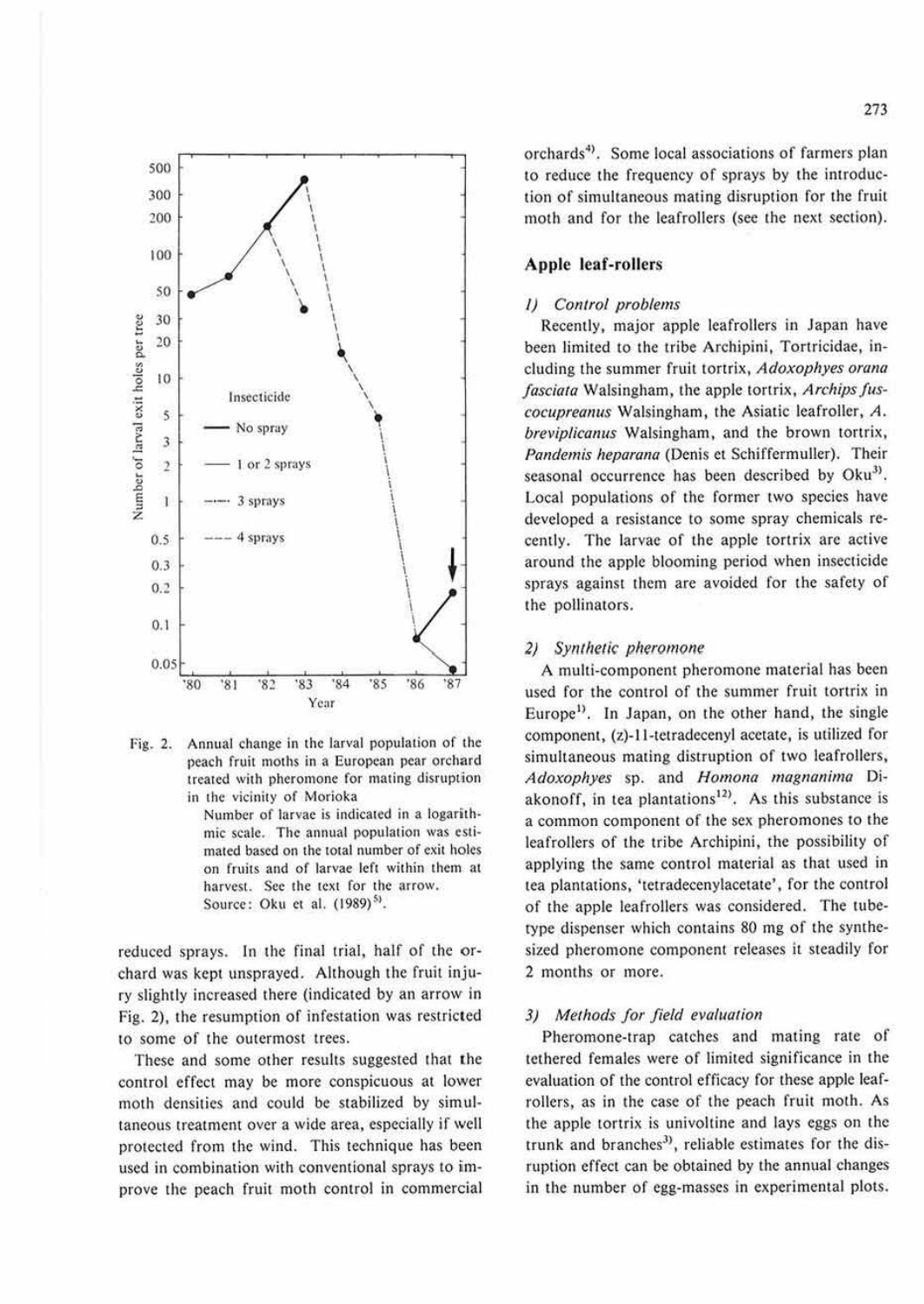Fig. 2. Annual change in the larval population of the peach fruit moths in a European pear orchard treated with pheromone for mating disruption in the vicinity of Morioka

Number of larvae is indicated in a logarithmic scale. The annual population was estimated based on the total number of exit holes on fruits and of larvae left within them at harvest. See the text for the arrow.
Source: Oku et al. (1989)[5].

reduced sprays. In the final trial, half of the orchard was kept unsprayed. Although the fruit injury slightly increased there (indicated by an arrow in Fig. 2), the resumption of infestation was restricted to some of the outermost trees.

These and some other results suggested that the control effect may be more conspicuous at lower moth densities and could be stabilized by simultaneous treatment over a wide area, especially if well protected from the wind. This technique has been used in combination with conventional sprays to improve the peach fruit moth control in commercial orchards[4]. Some local associations of farmers plan to reduce the frequency of sprays by the introduction of simultaneous mating disruption for the fruit moth and for the leafrollers (see the next section).

## Apple leaf-rollers

### *1) Control problems*

Recently, major apple leafrollers in Japan have been limited to the tribe Archipini, Tortricidae, including the summer fruit tortrix, *Adoxophyes orana fasciata* Walsingham, the apple tortrix, *Archips fuscocupreanus* Walsingham, the Asiatic leafroller, *A. breviplicanus* Walsingham, and the brown tortrix, *Pandemis heparana* (Denis et Schiffermuller). Their seasonal occurrence has been described by Oku[3]. Local populations of the former two species have developed a resistance to some spray chemicals recently. The larvae of the apple tortrix are active around the apple blooming period when insecticide sprays against them are avoided for the safety of the pollinators.

### *2) Synthetic pheromone*

A multi-component pheromone material has been used for the control of the summer fruit tortrix in Europe[1]. In Japan, on the other hand, the single component, (z)-11-tetradecenyl acetate, is utilized for simultaneous mating distruption of two leafrollers, *Adoxophyes* sp. and *Homona magnanima* Diakonoff, in tea plantations[12]. As this substance is a common component of the sex pheromones to the leafrollers of the tribe Archipini, the possibility of applying the same control material as that used in tea plantations, 'tetradecenylacetate', for the control of the apple leafrollers was considered. The tube-type dispenser which contains 80 mg of the synthesized pheromone component releases it steadily for 2 months or more.

### *3) Methods for field evaluation*

Pheromone-trap catches and mating rate of tethered females were of limited significance in the evaluation of the control efficacy for these apple leafrollers, as in the case of the peach fruit moth. As the apple tortrix is univoltine and lays eggs on the trunk and branches[3], reliable estimates for the disruption effect can be obtained by the annual changes in the number of egg-masses in experimental plots.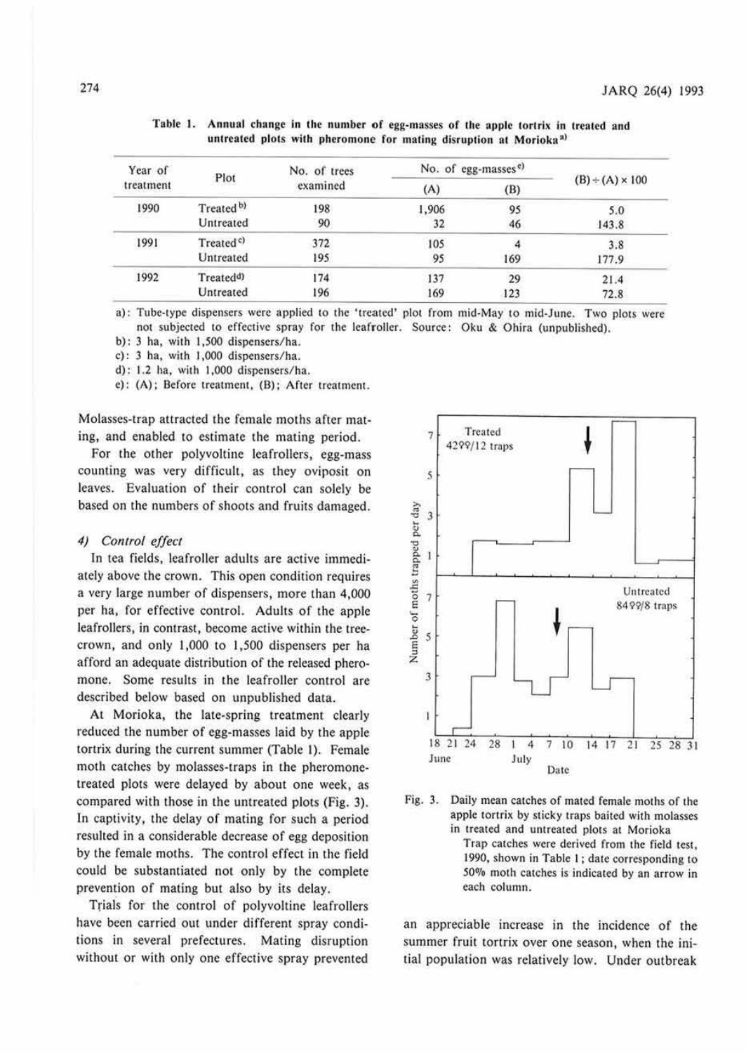Table 1. Annual change in the number of egg-masses of the apple tortrix in treated and untreated plots with pheromone for mating disruption at Morioka[a)]

| Year of treatment | Plot | No. of trees examined | No. of egg-masses[e)] | | (B) ÷ (A) × 100 |
|---|---|---|---|---|---|
| | | | (A) | (B) | |
| 1990 | Treated[b)] | 198 | 1,906 | 95 | 5.0 |
| | Untreated | 90 | 32 | 46 | 143.8 |
| 1991 | Treated[c)] | 372 | 105 | 4 | 3.8 |
| | Untreated | 195 | 95 | 169 | 177.9 |
| 1992 | Treated[d)] | 174 | 137 | 29 | 21.4 |
| | Untreated | 196 | 169 | 123 | 72.8 |

a): Tube-type dispensers were applied to the 'treated' plot from mid-May to mid-June. Two plots were not subjected to effective spray for the leafroller. Source: Oku & Ohira (unpublished).
b): 3 ha, with 1,500 dispensers/ha.
c): 3 ha, with 1,000 dispensers/ha.
d): 1.2 ha, with 1,000 dispensers/ha.
e): (A); Before treatment, (B); After treatment.

Molasses-trap attracted the female moths after mating, and enabled to estimate the mating period.

For the other polyvoltine leafrollers, egg-mass counting was very difficult, as they oviposit on leaves. Evaluation of their control can solely be based on the numbers of shoots and fruits damaged.

#### 4) *Control effect*

In tea fields, leafroller adults are active immediately above the crown. This open condition requires a very large number of dispensers, more than 4,000 per ha, for effective control. Adults of the apple leafrollers, in contrast, become active within the tree-crown, and only 1,000 to 1,500 dispensers per ha afford an adequate distribution of the released pheromone. Some results in the leafroller control are described below based on unpublished data.

At Morioka, the late-spring treatment clearly reduced the number of egg-masses laid by the apple tortrix during the current summer (Table 1). Female moth catches by molasses-traps in the pheromone-treated plots were delayed by about one week, as compared with those in the untreated plots (Fig. 3). In captivity, the delay of mating for such a period resulted in a considerable decrease of egg deposition by the female moths. The control effect in the field could be substantiated not only by the complete prevention of mating but also by its delay.

Treated
42♀♀/12 traps

Untreated
84♀♀/8 traps

Number of moths trapped per day

18 21 24 28 1 4 7 10 14 17 21 25 28 31
June July
Date

Fig. 3. Daily mean catches of mated female moths of the apple tortrix by sticky traps baited with molasses in treated and untreated plots at Morioka
Trap catches were derived from the field test, 1990, shown in Table 1; date corresponding to 50% moth catches is indicated by an arrow in each column.

Trials for the control of polyvoltine leafrollers have been carried out under different spray conditions in several prefectures. Mating disruption without or with only one effective spray prevented an appreciable increase in the incidence of the summer fruit tortrix over one season, when the initial population was relatively low. Under outbreak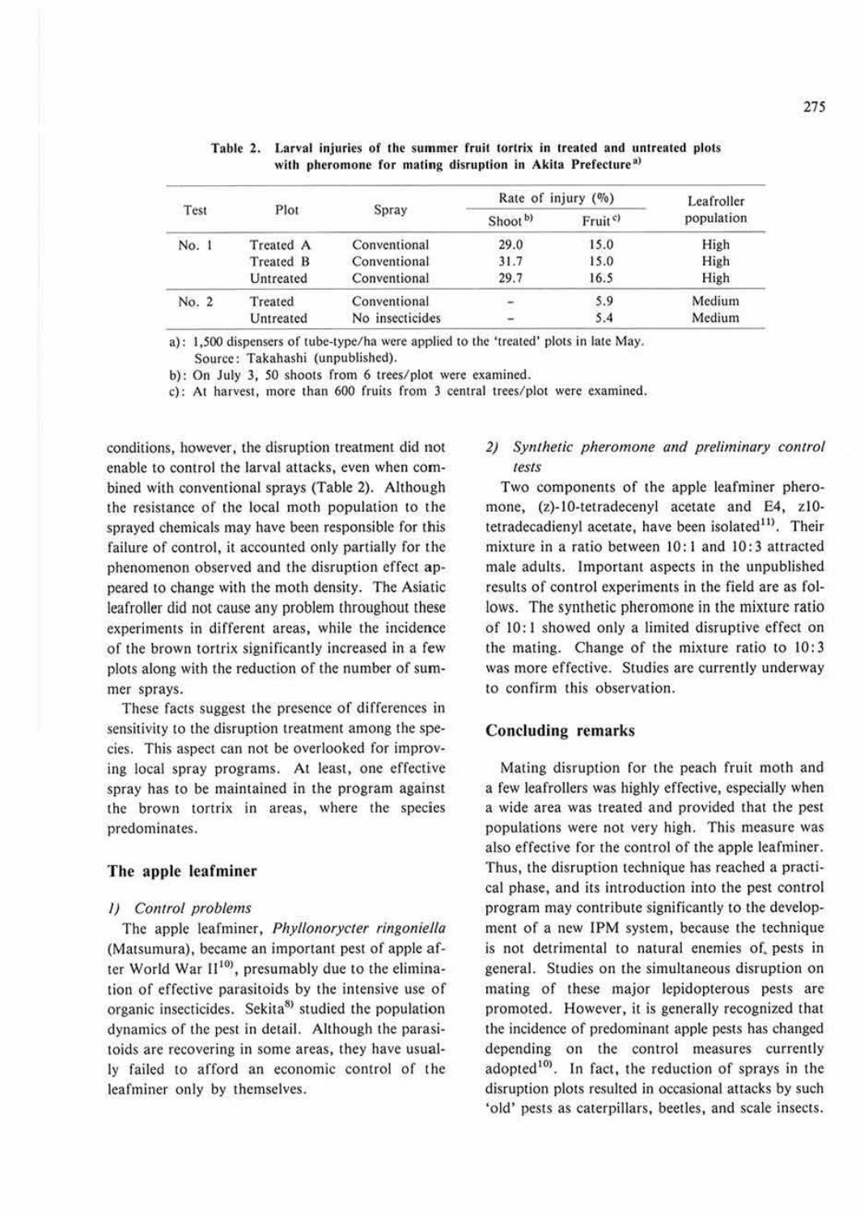Table 2. Larval injuries of the summer fruit tortrix in treated and untreated plots with pheromone for mating disruption in Akita Prefecture[a)]

| Test | Plot | Spray | Rate of injury (%) | | Leafroller population |
|---|---|---|---|---|---|
| | | | Shoot[b)] | Fruit[c)] | |
| No. 1 | Treated A | Conventional | 29.0 | 15.0 | High |
| | Treated B | Conventional | 31.7 | 15.0 | High |
| | Untreated | Conventional | 29.7 | 16.5 | High |
| No. 2 | Treated | Conventional | - | 5.9 | Medium |
| | Untreated | No insecticides | - | 5.4 | Medium |

a): 1,500 dispensers of tube-type/ha were applied to the 'treated' plots in late May. Source: Takahashi (unpublished).

b): On July 3, 50 shoots from 6 trees/plot were examined.

c): At harvest, more than 600 fruits from 3 central trees/plot were examined.

conditions, however, the disruption treatment did not enable to control the larval attacks, even when combined with conventional sprays (Table 2). Although the resistance of the local moth population to the sprayed chemicals may have been responsible for this failure of control, it accounted only partially for the phenomenon observed and the disruption effect appeared to change with the moth density. The Asiatic leafroller did not cause any problem throughout these experiments in different areas, while the incidence of the brown tortrix significantly increased in a few plots along with the reduction of the number of summer sprays.

These facts suggest the presence of differences in sensitivity to the disruption treatment among the species. This aspect can not be overlooked for improving local spray programs. At least, one effective spray has to be maintained in the program against the brown tortrix in areas, where the species predominates.

## The apple leafminer

### 1) Control problems

The apple leafminer, *Phyllonorycter ringoniella* (Matsumura), became an important pest of apple after World War II[10)], presumably due to the elimination of effective parasitoids by the intensive use of organic insecticides. Sekita[8)] studied the population dynamics of the pest in detail. Although the parasitoids are recovering in some areas, they have usually failed to afford an economic control of the leafminer only by themselves.

### 2) Synthetic pheromone and preliminary control tests

Two components of the apple leafminer pheromone, (z)-10-tetradecenyl acetate and E4, z10-tetradecadienyl acetate, have been isolated[11)]. Their mixture in a ratio between 10:1 and 10:3 attracted male adults. Important aspects in the unpublished results of control experiments in the field are as follows. The synthetic pheromone in the mixture ratio of 10:1 showed only a limited disruptive effect on the mating. Change of the mixture ratio to 10:3 was more effective. Studies are currently underway to confirm this observation.

## Concluding remarks

Mating disruption for the peach fruit moth and a few leafrollers was highly effective, especially when a wide area was treated and provided that the pest populations were not very high. This measure was also effective for the control of the apple leafminer. Thus, the disruption technique has reached a practical phase, and its introduction into the pest control program may contribute significantly to the development of a new IPM system, because the technique is not detrimental to natural enemies of pests in general. Studies on the simultaneous disruption on mating of these major lepidopterous pests are promoted. However, it is generally recognized that the incidence of predominant apple pests has changed depending on the control measures currently adopted[10)]. In fact, the reduction of sprays in the disruption plots resulted in occasional attacks by such 'old' pests as caterpillars, beetles, and scale insects.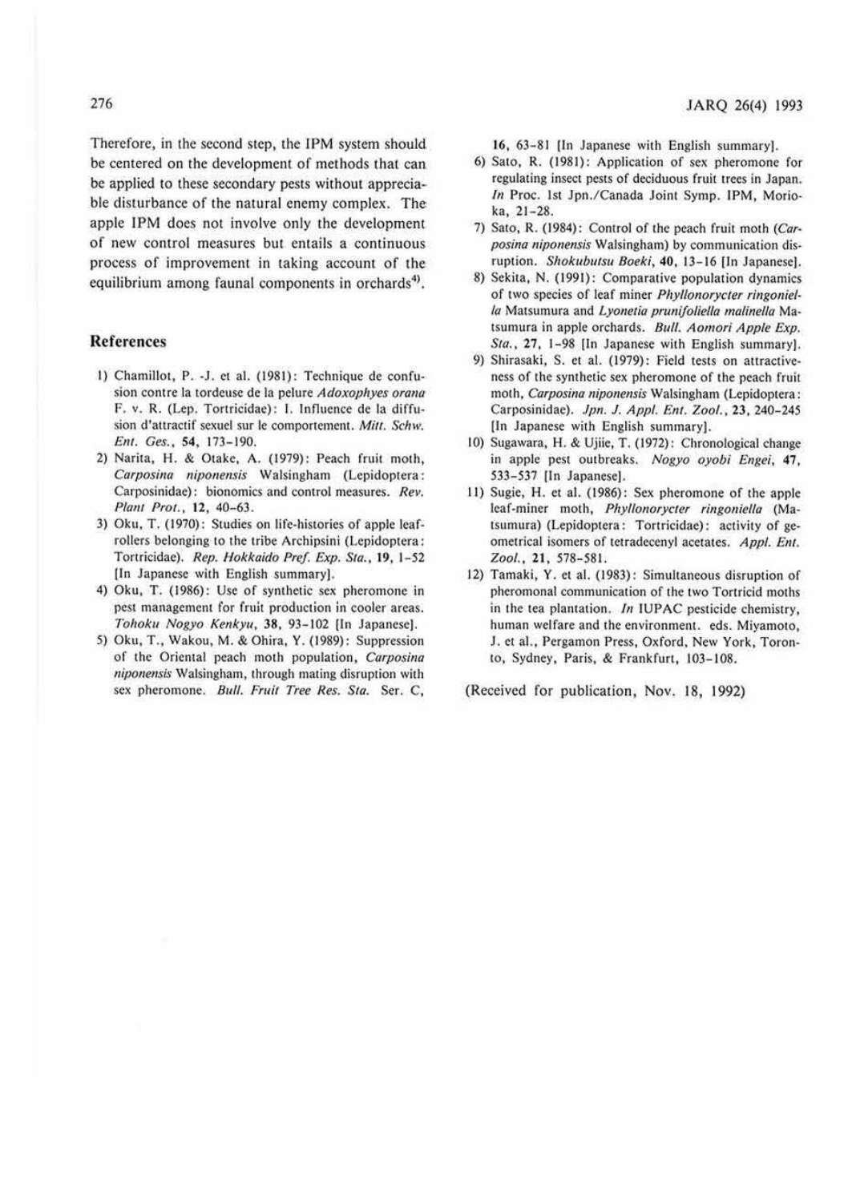Therefore, in the second step, the IPM system should be centered on the development of methods that can be applied to these secondary pests without appreciable disturbance of the natural enemy complex. The apple IPM does not involve only the development of new control measures but entails a continuous process of improvement in taking account of the equilibrium among faunal components in orchards[4].

## References

1) Chamillot, P. -J. et al. (1981): Technique de confusion contre la tordeuse de la pelure *Adoxophyes orana* F. v. R. (Lep. Tortricidae): I. Influence de la diffusion d'attractif sexuel sur le comportement. *Mitt. Schw. Ent. Ges.*, **54**, 173–190.
2) Narita, H. & Otake, A. (1979): Peach fruit moth, *Carposina niponensis* Walsingham (Lepidoptera: Carposinidae): bionomics and control measures. *Rev. Plant Prot.*, **12**, 40–63.
3) Oku, T. (1970): Studies on life-histories of apple leafrollers belonging to the tribe Archipsini (Lepidoptera: Tortricidae). *Rep. Hokkaido Pref. Exp. Sta.*, **19**, 1–52 [In Japanese with English summary].
4) Oku, T. (1986): Use of synthetic sex pheromone in pest management for fruit production in cooler areas. *Tohoku Nogyo Kenkyu*, **38**, 93–102 [In Japanese].
5) Oku, T., Wakou, M. & Ohira, Y. (1989): Suppression of the Oriental peach moth population, *Carposina niponensis* Walsingham, through mating disruption with sex pheromone. *Bull. Fruit Tree Res. Sta.* Ser. C, **16**, 63–81 [In Japanese with English summary].
6) Sato, R. (1981): Application of sex pheromone for regulating insect pests of deciduous fruit trees in Japan. *In* Proc. 1st Jpn./Canada Joint Symp. IPM, Morioka, 21–28.
7) Sato, R. (1984): Control of the peach fruit moth (*Carposina niponensis* Walsingham) by communication disruption. *Shokubutsu Boeki*, **40**, 13–16 [In Japanese].
8) Sekita, N. (1991): Comparative population dynamics of two species of leaf miner *Phyllonorycter ringoniella* Matsumura and *Lyonetia prunifoliella malinella* Matsumura in apple orchards. *Bull. Aomori Apple Exp. Sta.*, **27**, 1–98 [In Japanese with English summary].
9) Shirasaki, S. et al. (1979): Field tests on attractiveness of the synthetic sex pheromone of the peach fruit moth, *Carposina niponensis* Walsingham (Lepidoptera: Carposinidae). *Jpn. J. Appl. Ent. Zool.*, **23**, 240–245 [In Japanese with English summary].
10) Sugawara, H. & Ujiie, T. (1972): Chronological change in apple pest outbreaks. *Nogyo oyobi Engei*, **47**, 533–537 [In Japanese].
11) Sugie, H. et al. (1986): Sex pheromone of the apple leaf-miner moth, *Phyllonorycter ringoniella* (Matsumura) (Lepidoptera: Tortricidae): activity of geometrical isomers of tetradecenyl acetates. *Appl. Ent. Zool.*, **21**, 578–581.
12) Tamaki, Y. et al. (1983): Simultaneous disruption of pheromonal communication of the two Tortricid moths in the tea plantation. *In* IUPAC pesticide chemistry, human welfare and the environment. eds. Miyamoto, J. et al., Pergamon Press, Oxford, New York, Toronto, Sydney, Paris, & Frankfurt, 103–108.

(Received for publication, Nov. 18, 1992)